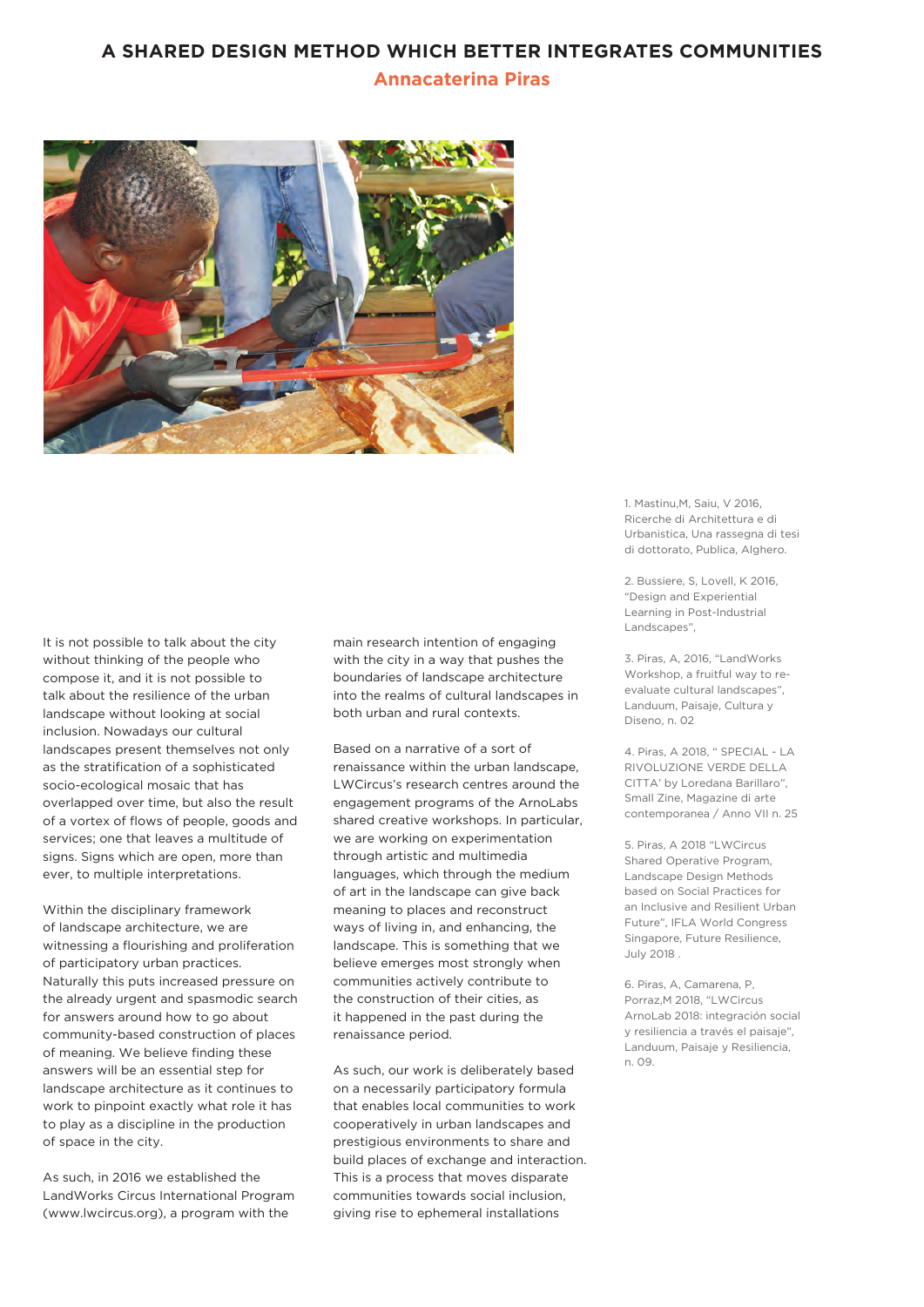# A SHARED DESIGN METHOD WHICH BETTER INTEGRATES COMMUNITIES

## Annacaterina Piras

It is not possible to talk about the city without thinking of the people who compose it, and it is not possible to talk about the resilience of the urban landscape without looking at social inclusion. Nowadays our cultural landscapes present themselves not only as the stratification of a sophisticated socio-ecological mosaic that has overlapped over time, but also the result of a vortex of flows of people, goods and services; one that leaves a multitude of signs. Signs which are open, more than ever, to multiple interpretations.

Within the disciplinary framework of landscape architecture, we are witnessing a flourishing and proliferation of participatory urban practices. Naturally this puts increased pressure on the already urgent and spasmodic search for answers around how to go about community-based construction of places of meaning. We believe finding these answers will be an essential step for landscape architecture as it continues to work to pinpoint exactly what role it has to play as a discipline in the production of space in the city.

As such, in 2016 we established the LandWorks Circus International Program (www.lwcircus.org), a program with the main research intention of engaging with the city in a way that pushes the boundaries of landscape architecture into the realms of cultural landscapes in both urban and rural contexts.

Based on a narrative of a sort of renaissance within the urban landscape, LWCircus's research centres around the engagement programs of the ArnoLabs shared creative workshops. In particular, we are working on experimentation through artistic and multimedia languages, which through the medium of art in the landscape can give back meaning to places and reconstruct ways of living in, and enhancing, the landscape. This is something that we believe emerges most strongly when communities actively contribute to the construction of their cities, as it happened in the past during the renaissance period.

As such, our work is deliberately based on a necessarily participatory formula that enables local communities to work cooperatively in urban landscapes and prestigious environments to share and build places of exchange and interaction. This is a process that moves disparate communities towards social inclusion, giving rise to ephemeral installations

1. Mastinu,M, Saiu, V 2016, Ricerche di Architettura e di Urbanistica, Una rassegna di tesi di dottorato, Publica, Alghero.

2. Bussiere, S, Lovell, K 2016, "Design and Experiential Learning in Post-Industrial Landscapes",

3. Piras, A, 2016, "LandWorks Workshop, a fruitful way to re-evaluate cultural landscapes", Landuum, Paisaje, Cultura y Diseno, n. 02

4. Piras, A 2018, " SPECIAL - LA RIVOLUZIONE VERDE DELLA CITTA' by Loredana Barillaro", Small Zine, Magazine di arte contemporanea / Anno VII n. 25

5. Piras, A 2018 "LWCircus Shared Operative Program, Landscape Design Methods based on Social Practices for an Inclusive and Resilient Urban Future", IFLA World Congress Singapore, Future Resilience, July 2018 .

6. Piras, A, Camarena, P, Porraz,M 2018, "LWCircus ArnoLab 2018: integración social y resiliencia a través el paisaje", Landuum, Paisaje y Resiliencia, n. 09.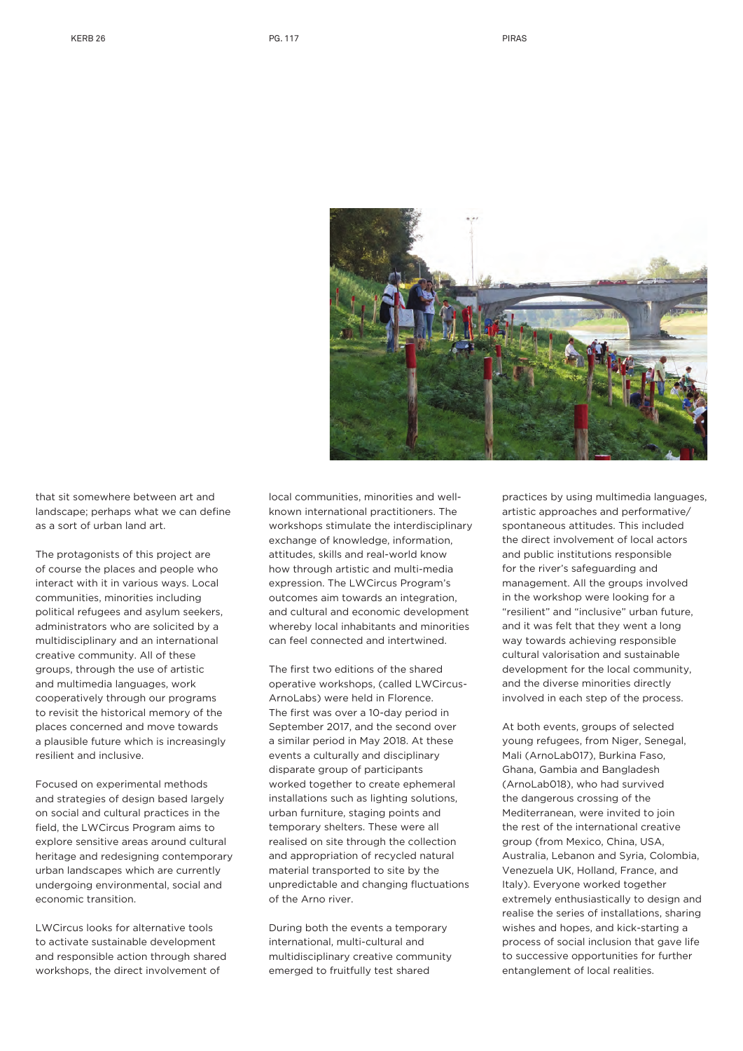that sit somewhere between art and landscape; perhaps what we can define as a sort of urban land art.

The protagonists of this project are of course the places and people who interact with it in various ways. Local communities, minorities including political refugees and asylum seekers, administrators who are solicited by a multidisciplinary and an international creative community. All of these groups, through the use of artistic and multimedia languages, work cooperatively through our programs to revisit the historical memory of the places concerned and move towards a plausible future which is increasingly resilient and inclusive.

Focused on experimental methods and strategies of design based largely on social and cultural practices in the field, the LWCircus Program aims to explore sensitive areas around cultural heritage and redesigning contemporary urban landscapes which are currently undergoing environmental, social and economic transition.

LWCircus looks for alternative tools to activate sustainable development and responsible action through shared workshops, the direct involvement of local communities, minorities and well-known international practitioners. The workshops stimulate the interdisciplinary exchange of knowledge, information, attitudes, skills and real-world know how through artistic and multi-media expression. The LWCircus Program's outcomes aim towards an integration, and cultural and economic development whereby local inhabitants and minorities can feel connected and intertwined.

The first two editions of the shared operative workshops, (called LWCircus-ArnoLabs) were held in Florence. The first was over a 10-day period in September 2017, and the second over a similar period in May 2018. At these events a culturally and disciplinary disparate group of participants worked together to create ephemeral installations such as lighting solutions, urban furniture, staging points and temporary shelters. These were all realised on site through the collection and appropriation of recycled natural material transported to site by the unpredictable and changing fluctuations of the Arno river.

During both the events a temporary international, multi-cultural and multidisciplinary creative community emerged to fruitfully test shared practices by using multimedia languages, artistic approaches and performative/spontaneous attitudes. This included the direct involvement of local actors and public institutions responsible for the river's safeguarding and management. All the groups involved in the workshop were looking for a "resilient" and "inclusive" urban future, and it was felt that they went a long way towards achieving responsible cultural valorisation and sustainable development for the local community, and the diverse minorities directly involved in each step of the process.

At both events, groups of selected young refugees, from Niger, Senegal, Mali (ArnoLab017), Burkina Faso, Ghana, Gambia and Bangladesh (ArnoLab018), who had survived the dangerous crossing of the Mediterranean, were invited to join the rest of the international creative group (from Mexico, China, USA, Australia, Lebanon and Syria, Colombia, Venezuela UK, Holland, France, and Italy). Everyone worked together extremely enthusiastically to design and realise the series of installations, sharing wishes and hopes, and kick-starting a process of social inclusion that gave life to successive opportunities for further entanglement of local realities.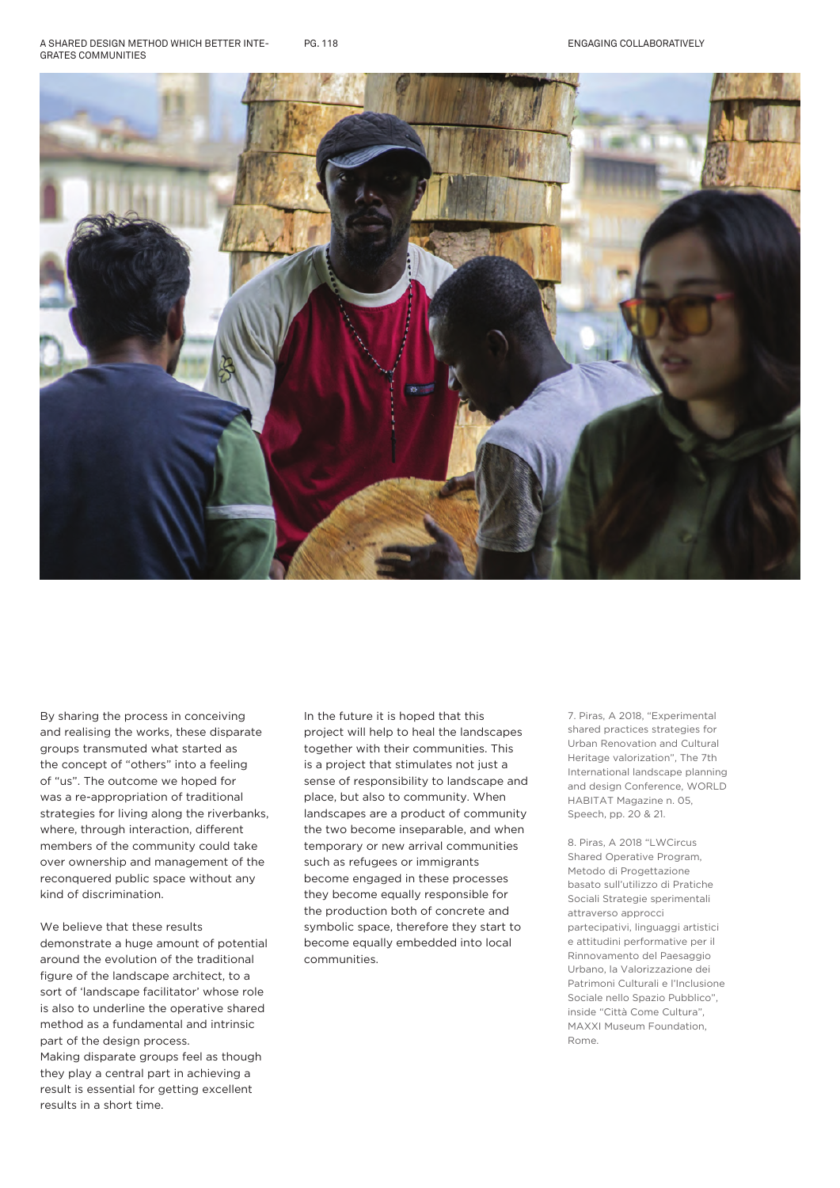By sharing the process in conceiving and realising the works, these disparate groups transmuted what started as the concept of "others" into a feeling of "us". The outcome we hoped for was a re-appropriation of traditional strategies for living along the riverbanks, where, through interaction, different members of the community could take over ownership and management of the reconquered public space without any kind of discrimination.

We believe that these results demonstrate a huge amount of potential around the evolution of the traditional figure of the landscape architect, to a sort of 'landscape facilitator' whose role is also to underline the operative shared method as a fundamental and intrinsic part of the design process.
Making disparate groups feel as though they play a central part in achieving a result is essential for getting excellent results in a short time.

In the future it is hoped that this project will help to heal the landscapes together with their communities. This is a project that stimulates not just a sense of responsibility to landscape and place, but also to community. When landscapes are a product of community the two become inseparable, and when temporary or new arrival communities such as refugees or immigrants become engaged in these processes they become equally responsible for the production both of concrete and symbolic space, therefore they start to become equally embedded into local communities.

7. Piras, A 2018, "Experimental shared practices strategies for Urban Renovation and Cultural Heritage valorization", The 7th International landscape planning and design Conference, WORLD HABITAT Magazine n. 05, Speech, pp. 20 & 21.

8. Piras, A 2018 "LWCircus Shared Operative Program, Metodo di Progettazione basato sull'utilizzo di Pratiche Sociali Strategie sperimentali attraverso approcci partecipativi, linguaggi artistici e attitudini performative per il Rinnovamento del Paesaggio Urbano, la Valorizzazione dei Patrimoni Culturali e l'Inclusione Sociale nello Spazio Pubblico", inside "Città Come Cultura", MAXXI Museum Foundation, Rome.